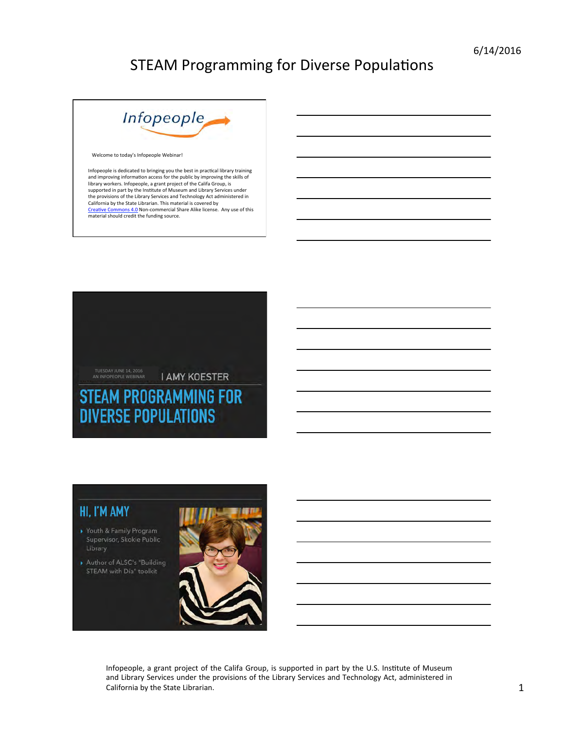# STEAM Programming for Diverse Populations

Infopeople

Welcome to today's Infopeople Webinar!

Infopeople is dedicated to bringing you the best in practical library training and improving information access for the public by improving the skills of library workers. Infopeople, a grant project of the Califa Group, is supported in part by the Institute of Museum and Library Services under the provisions of the Library Services and Technology Act administered in California by the State Librarian. This material is covered by Creative Commons 4.0 Non-commercial Share Alike license. Any use of this material should credit the funding source.

TUESDAY JUNE 14, 2016
AN INFOPEOPLE WEBINAR

| AMY KOESTER

## STEAM PROGRAMMING FOR DIVERSE POPULATIONS

## HI, I'M AMY

- Youth & Family Program Supervisor, Skokie Public Library
- Author of ALSC's "Building STEAM with Día" toolkit

Infopeople, a grant project of the Califa Group, is supported in part by the U.S. Institute of Museum and Library Services under the provisions of the Library Services and Technology Act, administered in California by the State Librarian.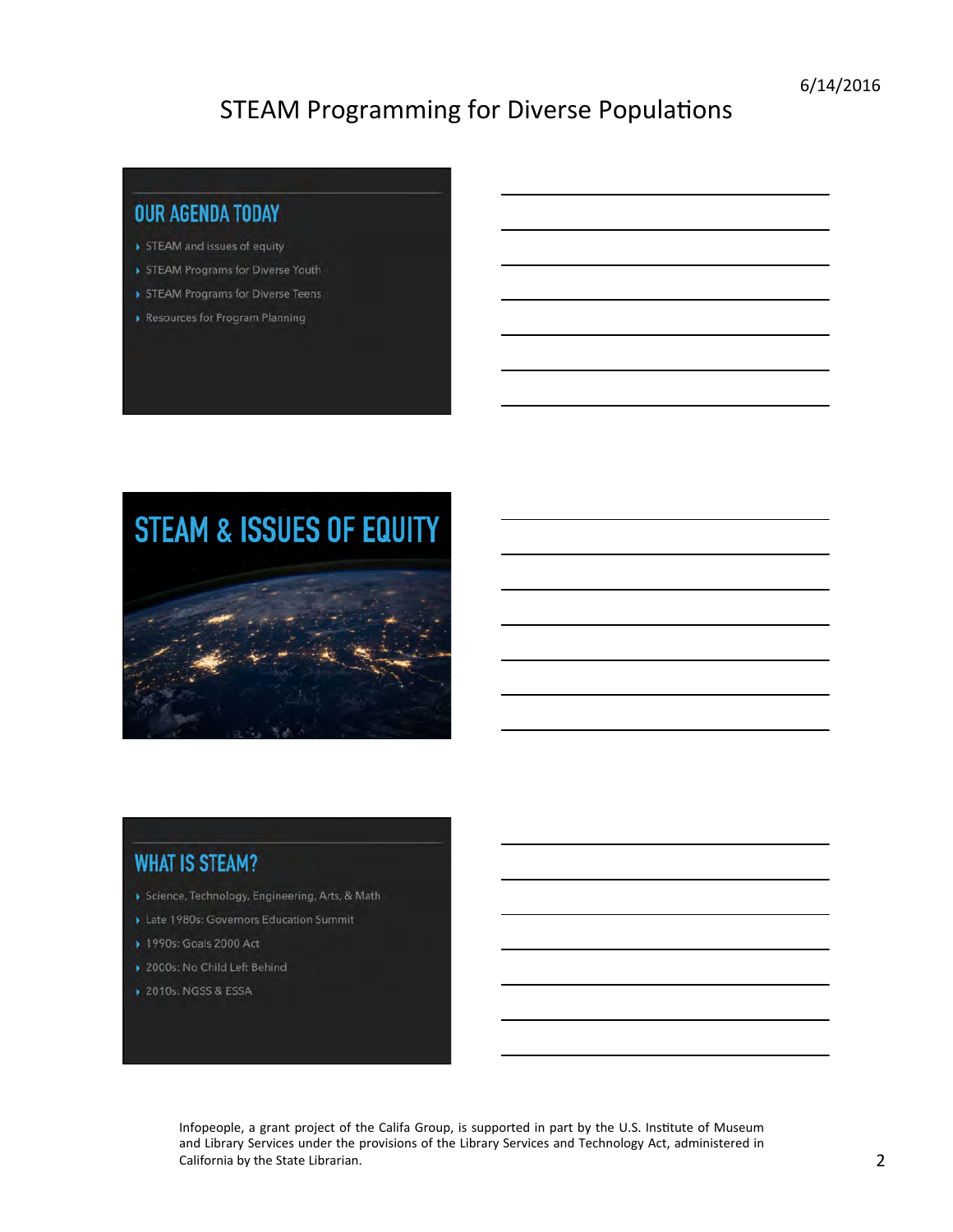## OUR AGENDA TODAY

- STEAM and issues of equity
- STEAM Programs for Diverse Youth
- STEAM Programs for Diverse Teens
- Resources for Program Planning

## STEAM & ISSUES OF EQUITY

## WHAT IS STEAM?

- Science, Technology, Engineering, Arts, & Math
- Late 1980s: Governors Education Summit
- 1990s: Goals 2000 Act
- 2000s: No Child Left Behind
- 2010s: NGSS & ESSA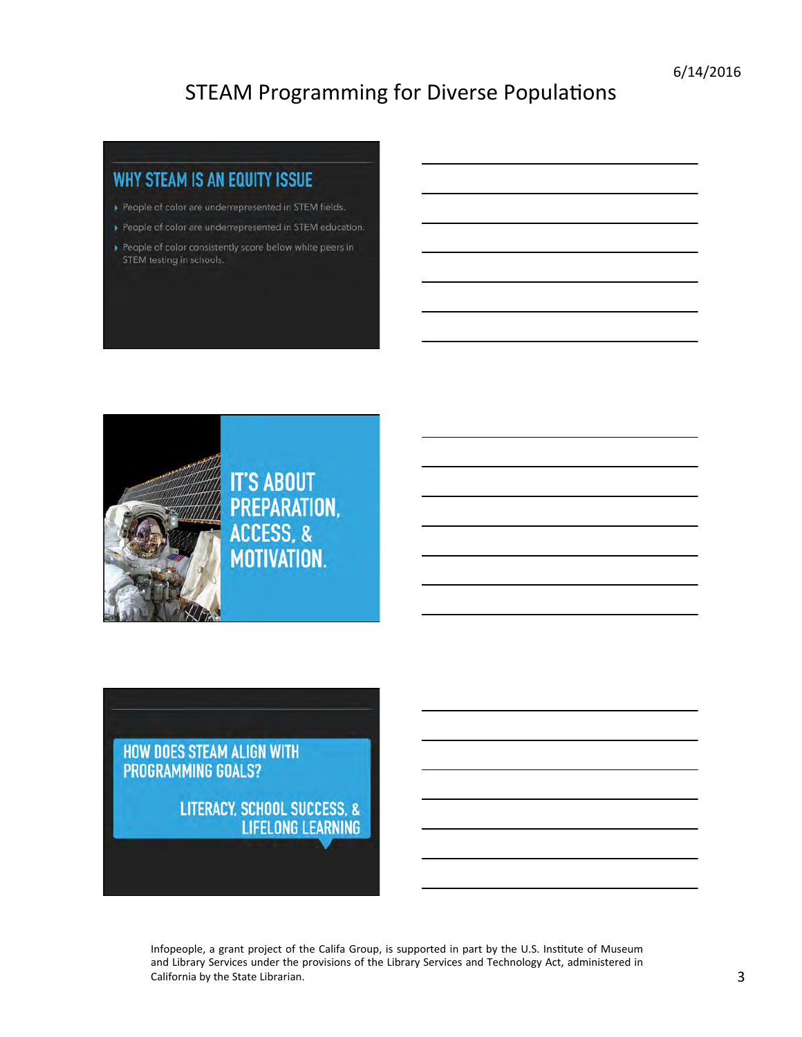## WHY STEAM IS AN EQUITY ISSUE

- People of color are underrepresented in STEM fields.
- People of color are underrepresented in STEM education.
- People of color consistently score below white peers in STEM testing in schools.

## IT'S ABOUT PREPARATION, ACCESS, & MOTIVATION.

## HOW DOES STEAM ALIGN WITH PROGRAMMING GOALS?

LITERACY, SCHOOL SUCCESS, & LIFELONG LEARNING

Infopeople, a grant project of the Califa Group, is supported in part by the U.S. Institute of Museum and Library Services under the provisions of the Library Services and Technology Act, administered in California by the State Librarian.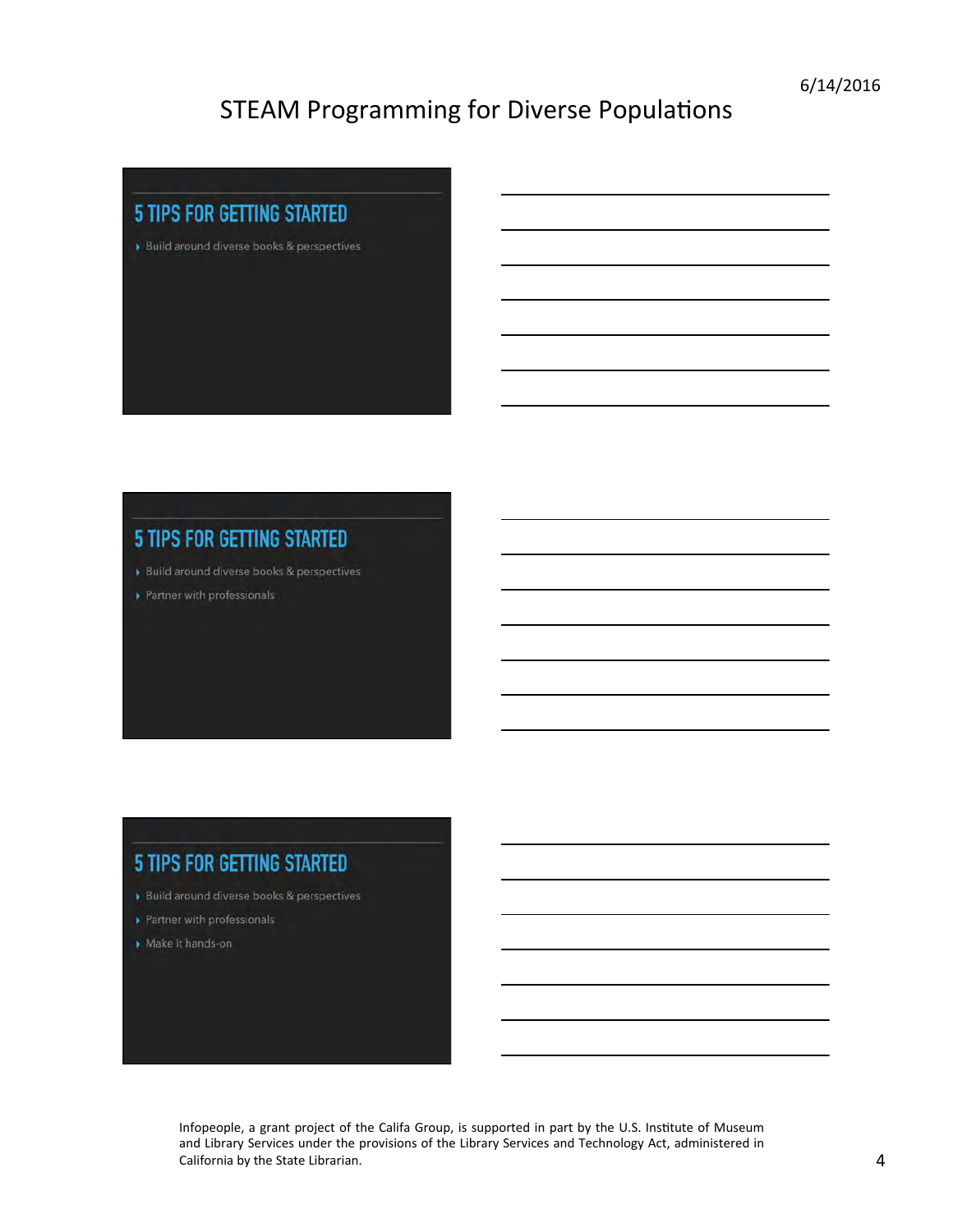## 5 TIPS FOR GETTING STARTED

- Build around diverse books & perspectives

## 5 TIPS FOR GETTING STARTED

- Build around diverse books & perspectives
- Partner with professionals

## 5 TIPS FOR GETTING STARTED

- Build around diverse books & perspectives
- Partner with professionals
- Make it hands-on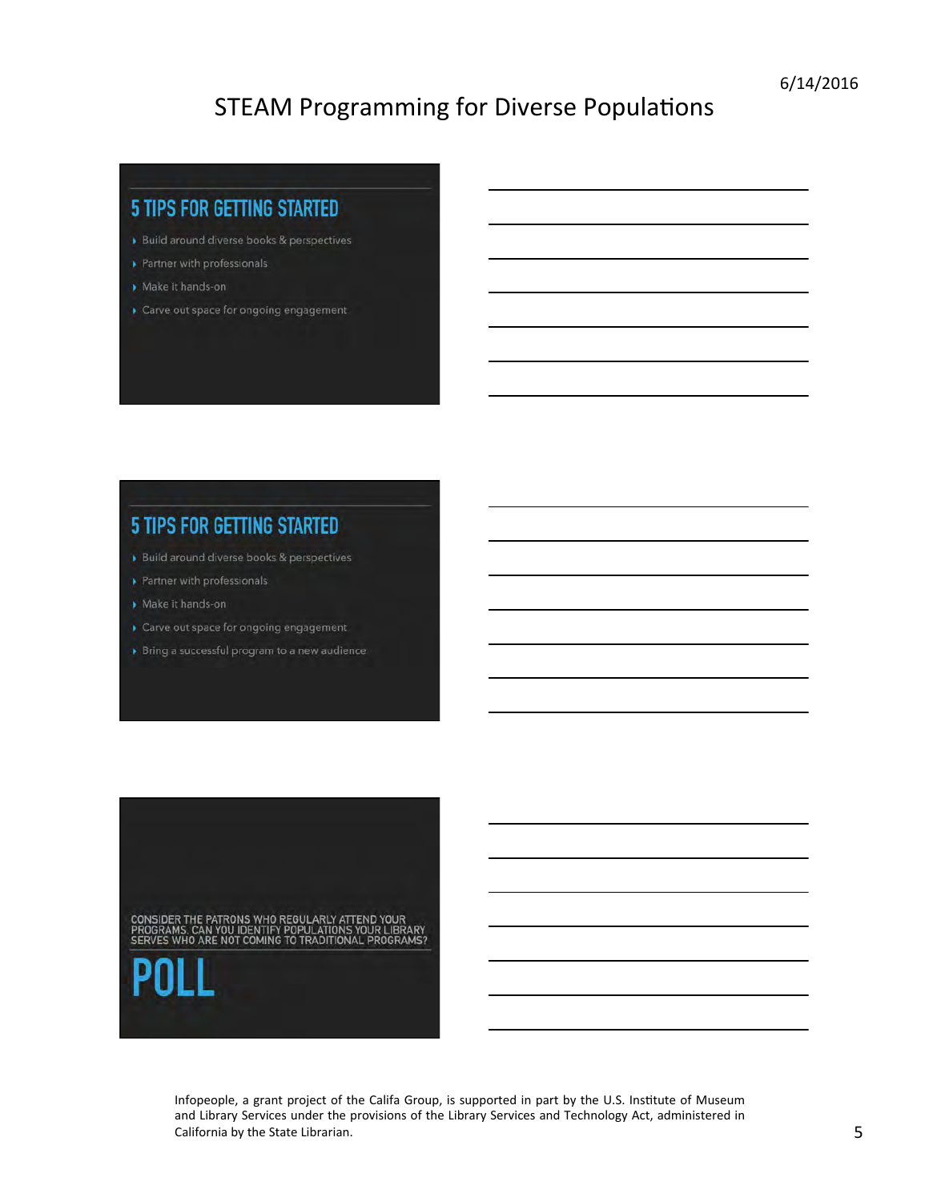# STEAM Programming for Diverse Populations

## 5 TIPS FOR GETTING STARTED

- Build around diverse books & perspectives
- Partner with professionals
- Make it hands-on
- Carve out space for ongoing engagement

## 5 TIPS FOR GETTING STARTED

- Build around diverse books & perspectives
- Partner with professionals
- Make it hands-on
- Carve out space for ongoing engagement
- Bring a successful program to a new audience

CONSIDER THE PATRONS WHO REGULARLY ATTEND YOUR PROGRAMS. CAN YOU IDENTIFY POPULATIONS YOUR LIBRARY SERVES WHO ARE NOT COMING TO TRADITIONAL PROGRAMS?

## POLL

Infopeople, a grant project of the Califa Group, is supported in part by the U.S. Institute of Museum and Library Services under the provisions of the Library Services and Technology Act, administered in California by the State Librarian.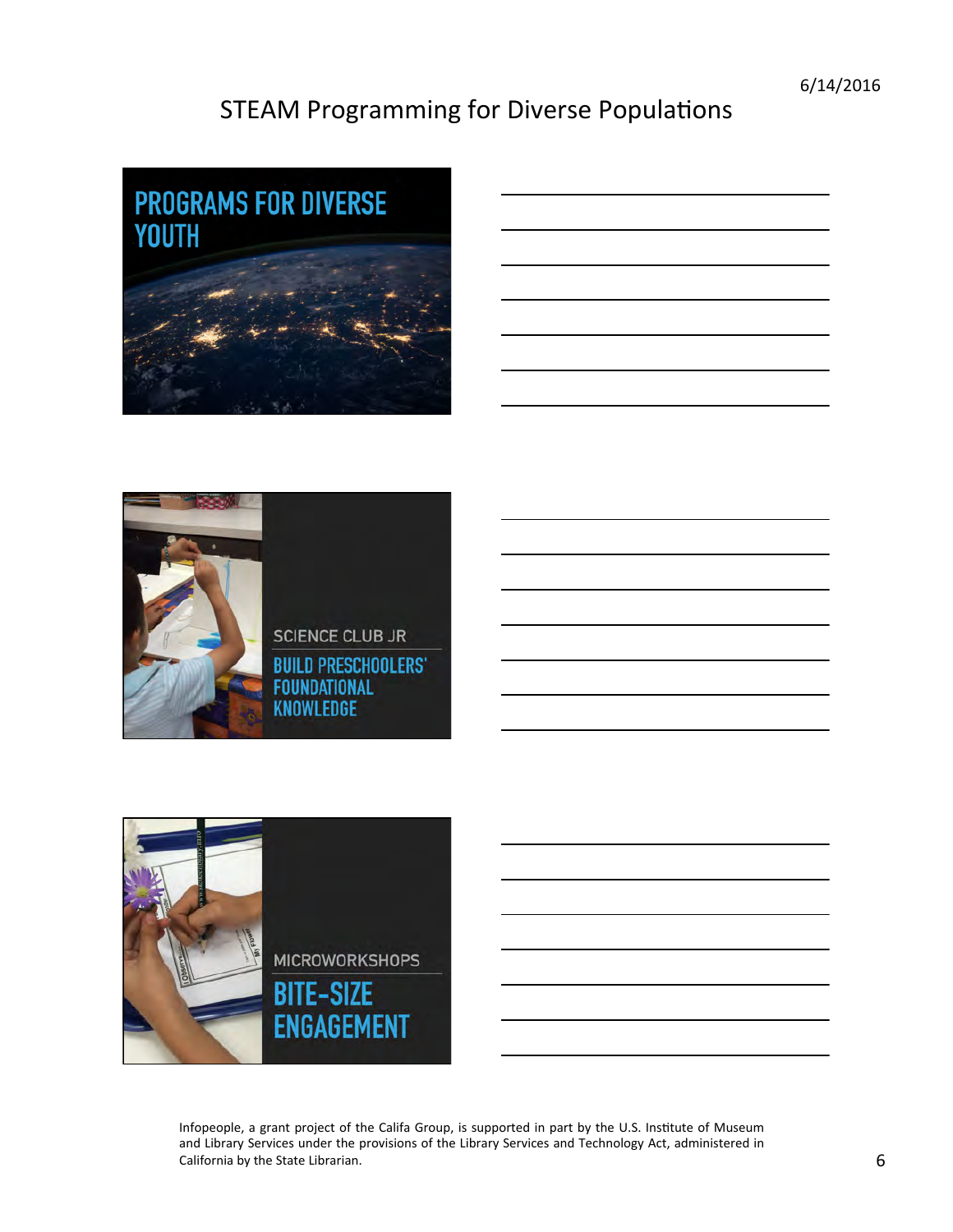# STEAM Programming for Diverse Populations

## PROGRAMS FOR DIVERSE YOUTH

SCIENCE CLUB JR

## BUILD PRESCHOOLERS' FOUNDATIONAL KNOWLEDGE

MICROWORKSHOPS

## BITE-SIZE ENGAGEMENT

Infopeople, a grant project of the Califa Group, is supported in part by the U.S. Institute of Museum and Library Services under the provisions of the Library Services and Technology Act, administered in California by the State Librarian.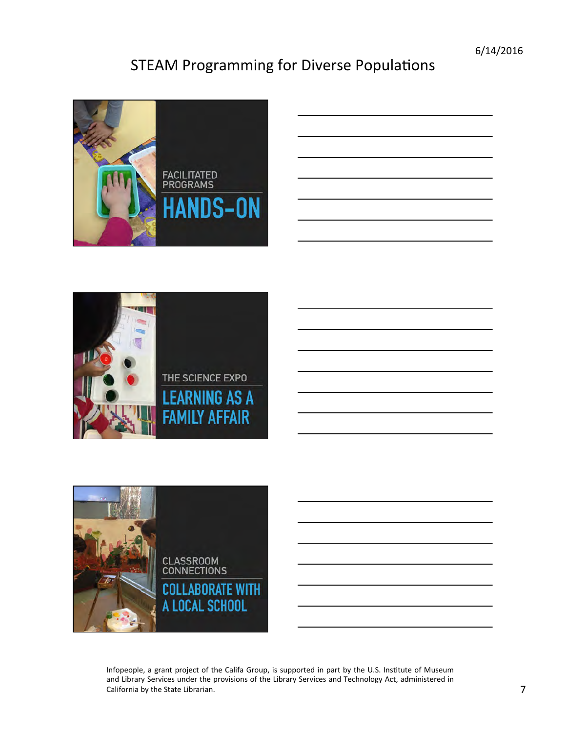# STEAM Programming for Diverse Populations

FACILITATED PROGRAMS

HANDS-ON

THE SCIENCE EXPO

LEARNING AS A FAMILY AFFAIR

CLASSROOM CONNECTIONS

COLLABORATE WITH A LOCAL SCHOOL

Infopeople, a grant project of the Califa Group, is supported in part by the U.S. Institute of Museum and Library Services under the provisions of the Library Services and Technology Act, administered in California by the State Librarian.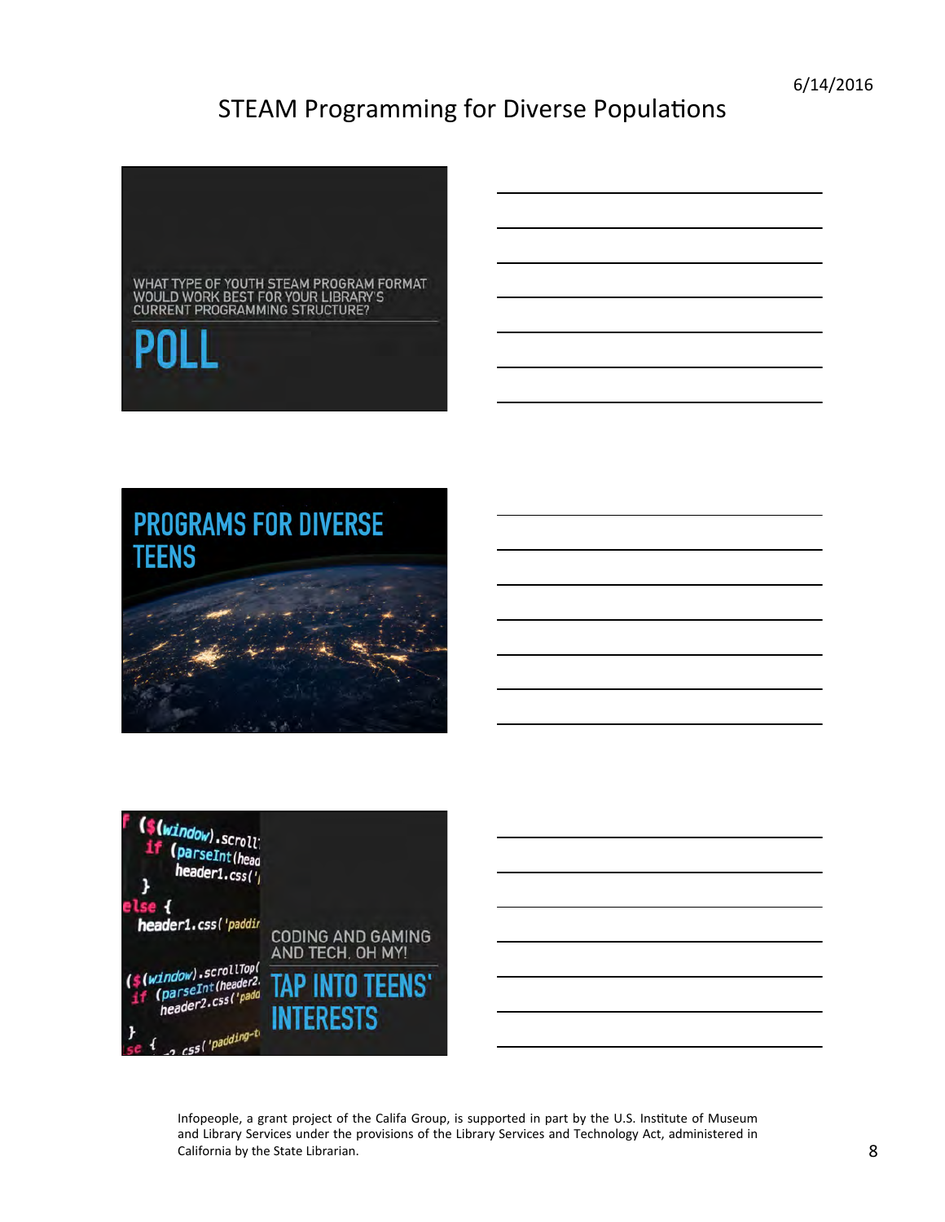WHAT TYPE OF YOUTH STEAM PROGRAM FORMAT WOULD WORK BEST FOR YOUR LIBRARY'S CURRENT PROGRAMMING STRUCTURE?

# POLL

# PROGRAMS FOR DIVERSE TEENS

CODING AND GAMING AND TECH, OH MY!

# TAP INTO TEENS' INTERESTS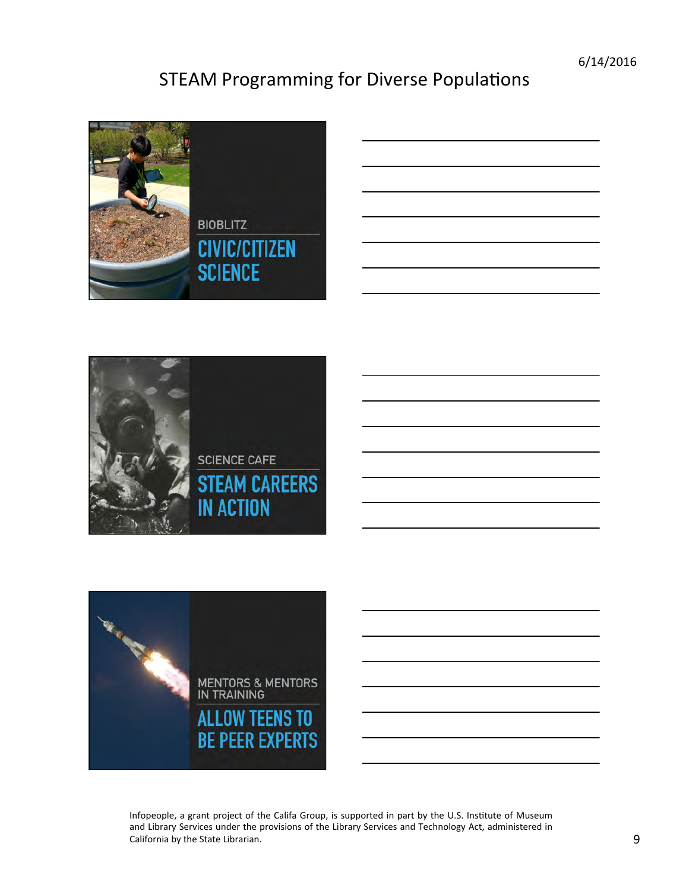# STEAM Programming for Diverse Populations

BIOBLITZ

CIVIC/CITIZEN SCIENCE

SCIENCE CAFE

STEAM CAREERS IN ACTION

MENTORS & MENTORS IN TRAINING

ALLOW TEENS TO BE PEER EXPERTS

Infopeople, a grant project of the Califa Group, is supported in part by the U.S. Institute of Museum and Library Services under the provisions of the Library Services and Technology Act, administered in California by the State Librarian.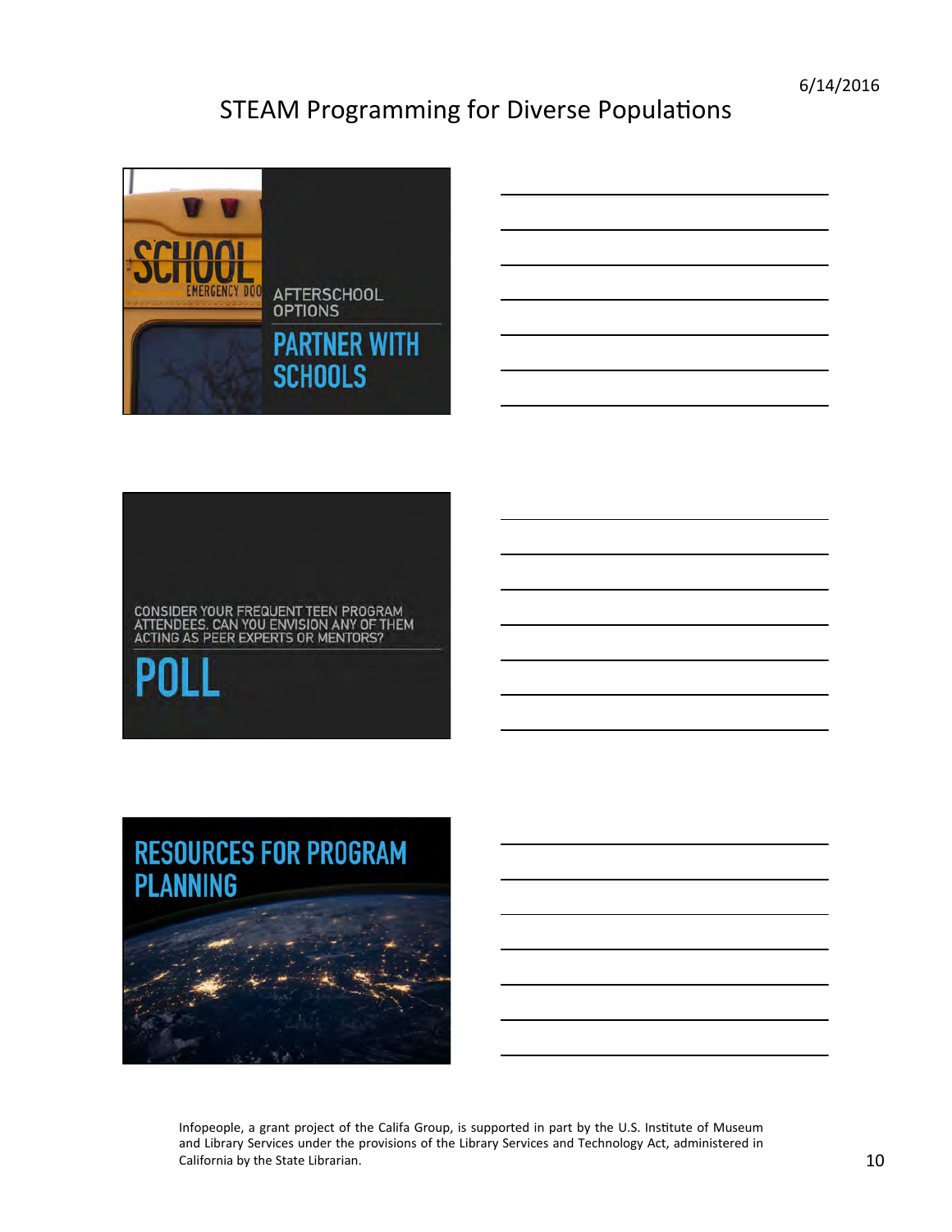AFTERSCHOOL OPTIONS

## PARTNER WITH SCHOOLS

CONSIDER YOUR FREQUENT TEEN PROGRAM ATTENDEES. CAN YOU ENVISION ANY OF THEM ACTING AS PEER EXPERTS OR MENTORS?

## POLL

## RESOURCES FOR PROGRAM PLANNING

Infopeople, a grant project of the Califa Group, is supported in part by the U.S. Institute of Museum and Library Services under the provisions of the Library Services and Technology Act, administered in California by the State Librarian.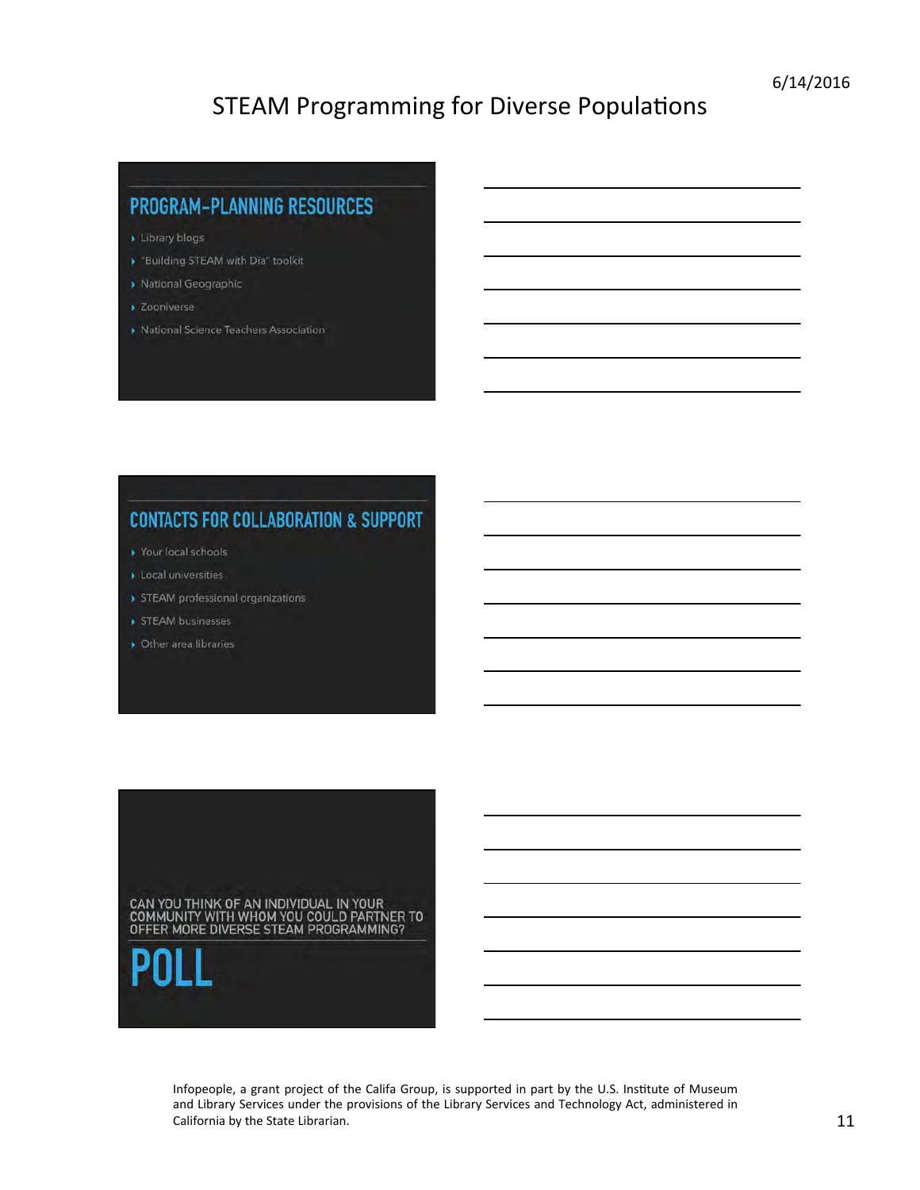## PROGRAM-PLANNING RESOURCES

- Library blogs
- "Building STEAM with Dia" toolkit
- National Geographic
- Zooniverse
- National Science Teachers Association

## CONTACTS FOR COLLABORATION & SUPPORT

- Your local schools
- Local universities
- STEAM professional organizations
- STEAM businesses
- Other area libraries

CAN YOU THINK OF AN INDIVIDUAL IN YOUR COMMUNITY WITH WHOM YOU COULD PARTNER TO OFFER MORE DIVERSE STEAM PROGRAMMING?

## POLL

Infopeople, a grant project of the Califa Group, is supported in part by the U.S. Institute of Museum and Library Services under the provisions of the Library Services and Technology Act, administered in California by the State Librarian.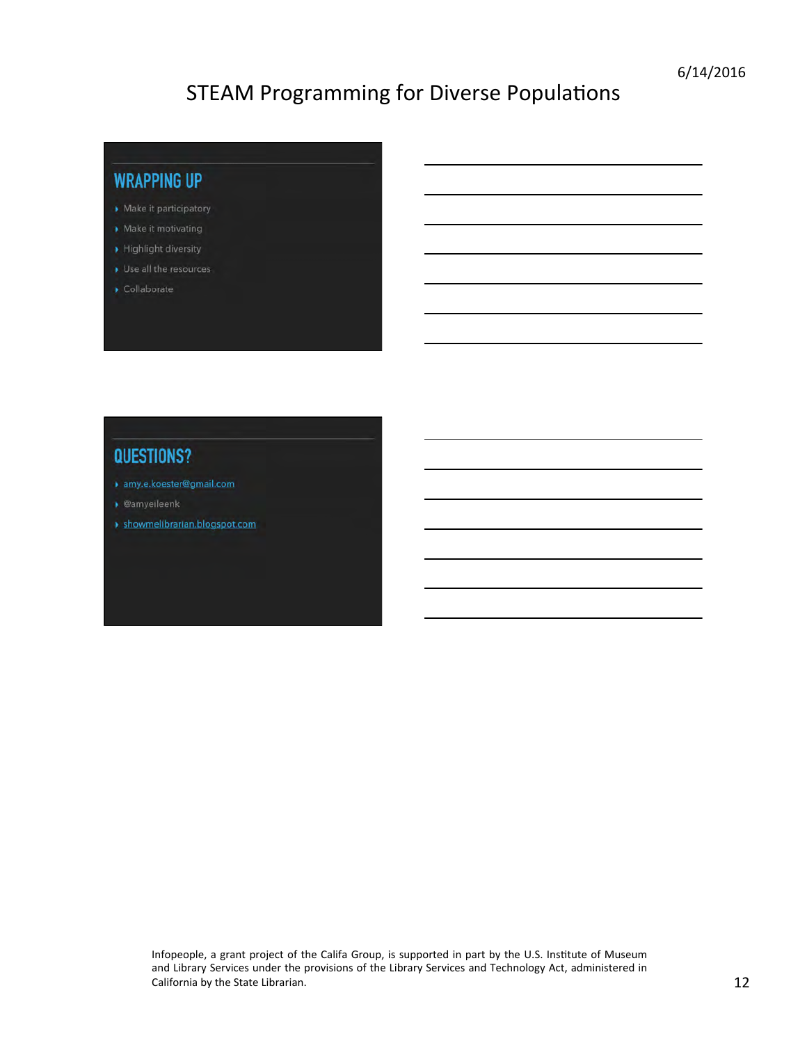## WRAPPING UP

- Make it participatory
- Make it motivating
- Highlight diversity
- Use all the resources
- Collaborate

## QUESTIONS?

- amy.e.koester@gmail.com
- @amyeileenk
- showmelibrarian.blogspot.com

Infopeople, a grant project of the Califa Group, is supported in part by the U.S. Institute of Museum and Library Services under the provisions of the Library Services and Technology Act, administered in California by the State Librarian.